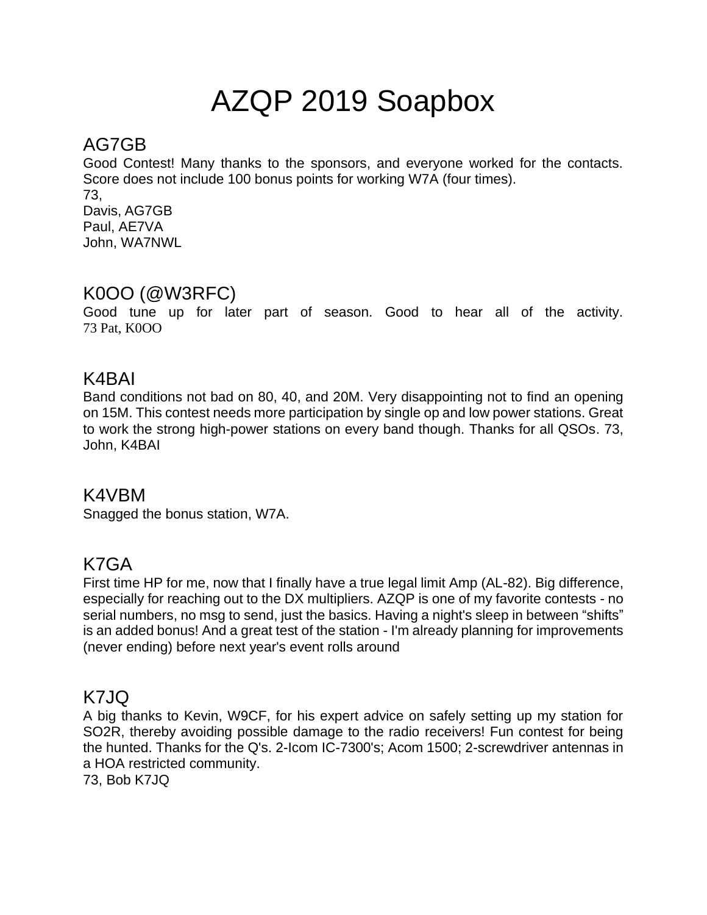# AZQP 2019 Soapbox

## AG7GB

Good Contest! Many thanks to the sponsors, and everyone worked for the contacts. Score does not include 100 bonus points for working W7A (four times).
73,
Davis, AG7GB
Paul, AE7VA
John, WA7NWL

## K0OO (@W3RFC)

Good tune up for later part of season. Good to hear all of the activity.
73 Pat, K0OO

## K4BAI

Band conditions not bad on 80, 40, and 20M. Very disappointing not to find an opening on 15M. This contest needs more participation by single op and low power stations. Great to work the strong high-power stations on every band though. Thanks for all QSOs. 73, John, K4BAI

## K4VBM

Snagged the bonus station, W7A.

## K7GA

First time HP for me, now that I finally have a true legal limit Amp (AL-82). Big difference, especially for reaching out to the DX multipliers. AZQP is one of my favorite contests - no serial numbers, no msg to send, just the basics. Having a night's sleep in between "shifts" is an added bonus! And a great test of the station - I'm already planning for improvements (never ending) before next year's event rolls around

## K7JQ

A big thanks to Kevin, W9CF, for his expert advice on safely setting up my station for SO2R, thereby avoiding possible damage to the radio receivers! Fun contest for being the hunted. Thanks for the Q's. 2-Icom IC-7300's; Acom 1500; 2-screwdriver antennas in a HOA restricted community.
73, Bob K7JQ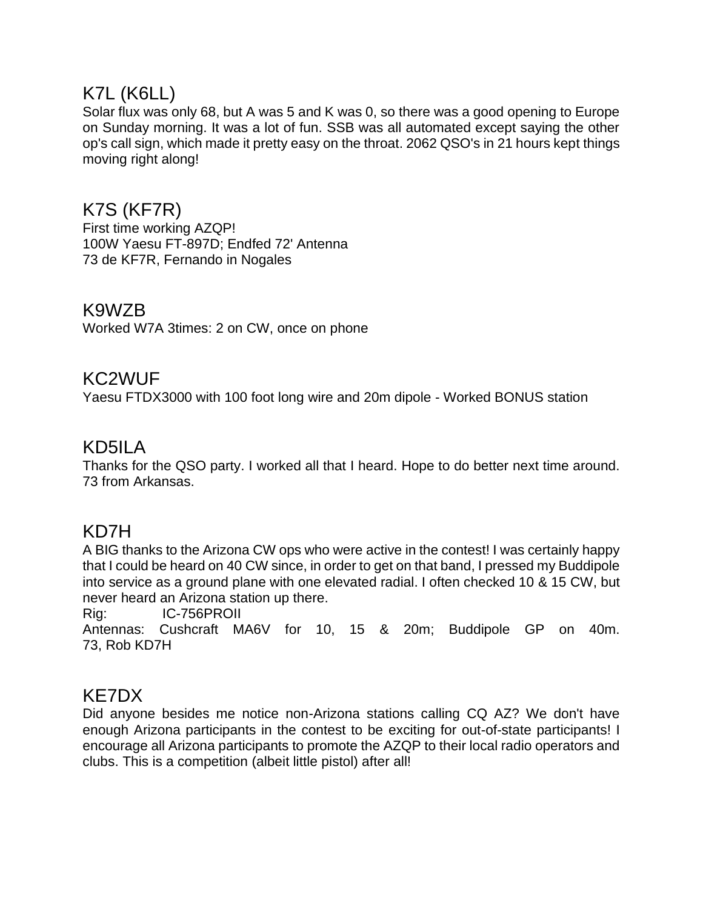## K7L (K6LL)

Solar flux was only 68, but A was 5 and K was 0, so there was a good opening to Europe on Sunday morning. It was a lot of fun. SSB was all automated except saying the other op's call sign, which made it pretty easy on the throat. 2062 QSO's in 21 hours kept things moving right along!

## K7S (KF7R)

First time working AZQP!
100W Yaesu FT-897D; Endfed 72' Antenna
73 de KF7R, Fernando in Nogales

## K9WZB

Worked W7A 3times: 2 on CW, once on phone

## KC2WUF

Yaesu FTDX3000 with 100 foot long wire and 20m dipole - Worked BONUS station

## KD5ILA

Thanks for the QSO party. I worked all that I heard. Hope to do better next time around. 73 from Arkansas.

## KD7H

A BIG thanks to the Arizona CW ops who were active in the contest! I was certainly happy that I could be heard on 40 CW since, in order to get on that band, I pressed my Buddipole into service as a ground plane with one elevated radial. I often checked 10 & 15 CW, but never heard an Arizona station up there.
Rig: IC-756PROII
Antennas: Cushcraft MA6V for 10, 15 & 20m; Buddipole GP on 40m.
73, Rob KD7H

## KE7DX

Did anyone besides me notice non-Arizona stations calling CQ AZ? We don't have enough Arizona participants in the contest to be exciting for out-of-state participants! I encourage all Arizona participants to promote the AZQP to their local radio operators and clubs. This is a competition (albeit little pistol) after all!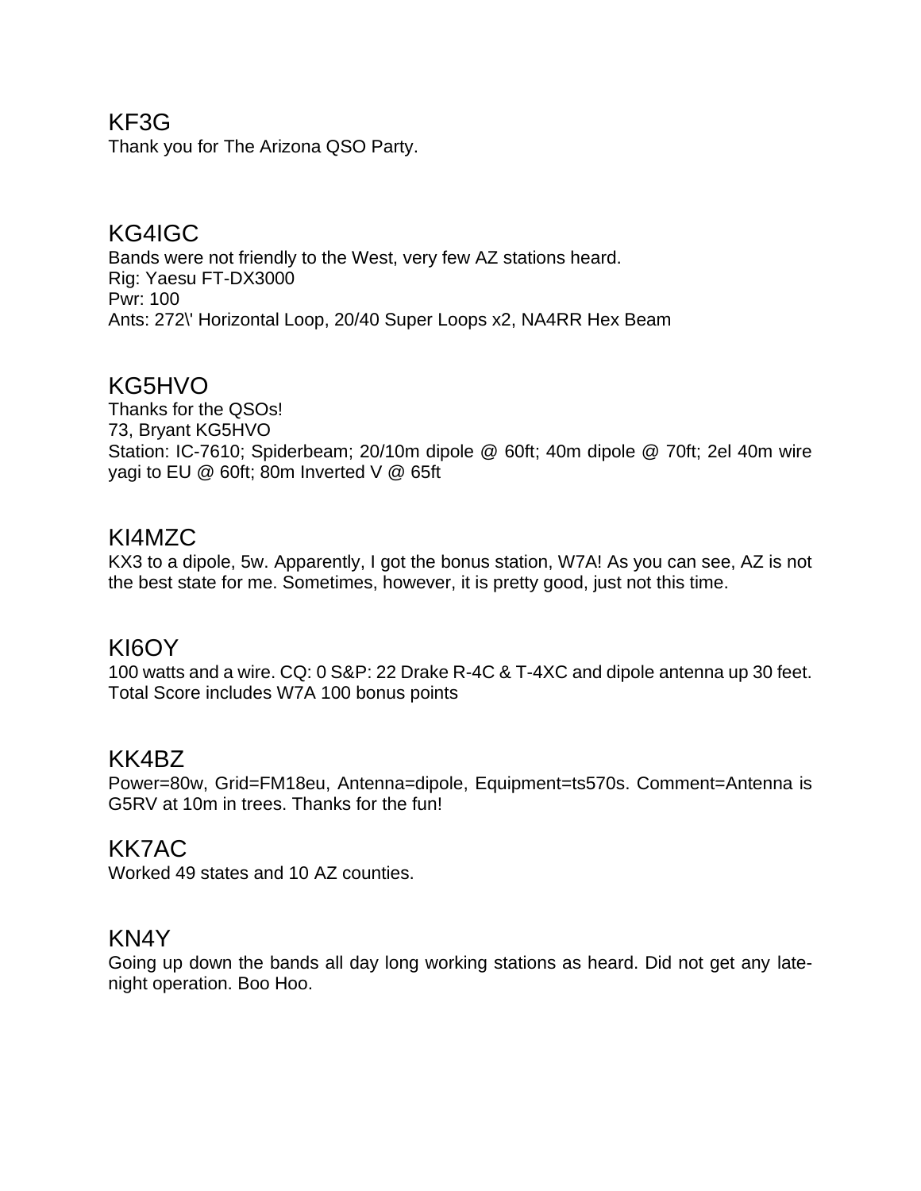## KF3G

Thank you for The Arizona QSO Party.

## KG4IGC

Bands were not friendly to the West, very few AZ stations heard.
Rig: Yaesu FT-DX3000
Pwr: 100
Ants: 272\' Horizontal Loop, 20/40 Super Loops x2, NA4RR Hex Beam

## KG5HVO

Thanks for the QSOs!
73, Bryant KG5HVO
Station: IC-7610; Spiderbeam; 20/10m dipole @ 60ft; 40m dipole @ 70ft; 2el 40m wire yagi to EU @ 60ft; 80m Inverted V @ 65ft

## KI4MZC

KX3 to a dipole, 5w. Apparently, I got the bonus station, W7A! As you can see, AZ is not the best state for me. Sometimes, however, it is pretty good, just not this time.

## KI6OY

100 watts and a wire. CQ: 0 S&P: 22 Drake R-4C & T-4XC and dipole antenna up 30 feet. Total Score includes W7A 100 bonus points

## KK4BZ

Power=80w, Grid=FM18eu, Antenna=dipole, Equipment=ts570s. Comment=Antenna is G5RV at 10m in trees. Thanks for the fun!

## KK7AC

Worked 49 states and 10 AZ counties.

## KN4Y

Going up down the bands all day long working stations as heard. Did not get any late-night operation. Boo Hoo.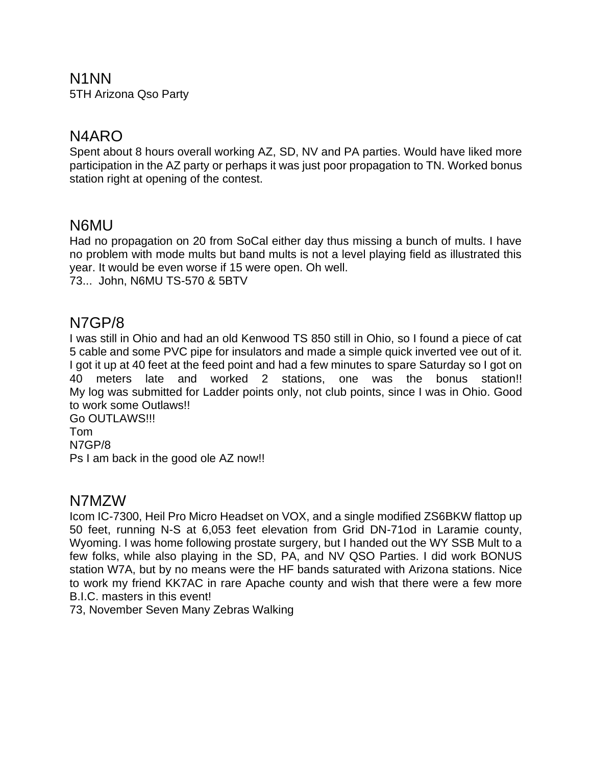## N1NN

5TH Arizona Qso Party

## N4ARO

Spent about 8 hours overall working AZ, SD, NV and PA parties. Would have liked more participation in the AZ party or perhaps it was just poor propagation to TN. Worked bonus station right at opening of the contest.

## N6MU

Had no propagation on 20 from SoCal either day thus missing a bunch of mults. I have no problem with mode mults but band mults is not a level playing field as illustrated this year. It would be even worse if 15 were open. Oh well.
73... John, N6MU TS-570 & 5BTV

## N7GP/8

I was still in Ohio and had an old Kenwood TS 850 still in Ohio, so I found a piece of cat 5 cable and some PVC pipe for insulators and made a simple quick inverted vee out of it. I got it up at 40 feet at the feed point and had a few minutes to spare Saturday so I got on 40 meters late and worked 2 stations, one was the bonus station!!
My log was submitted for Ladder points only, not club points, since I was in Ohio. Good to work some Outlaws!!
Go OUTLAWS!!!
Tom
N7GP/8
Ps I am back in the good ole AZ now!!

## N7MZW

Icom IC-7300, Heil Pro Micro Headset on VOX, and a single modified ZS6BKW flattop up 50 feet, running N-S at 6,053 feet elevation from Grid DN-71od in Laramie county, Wyoming. I was home following prostate surgery, but I handed out the WY SSB Mult to a few folks, while also playing in the SD, PA, and NV QSO Parties. I did work BONUS station W7A, but by no means were the HF bands saturated with Arizona stations. Nice to work my friend KK7AC in rare Apache county and wish that there were a few more B.I.C. masters in this event!
73, November Seven Many Zebras Walking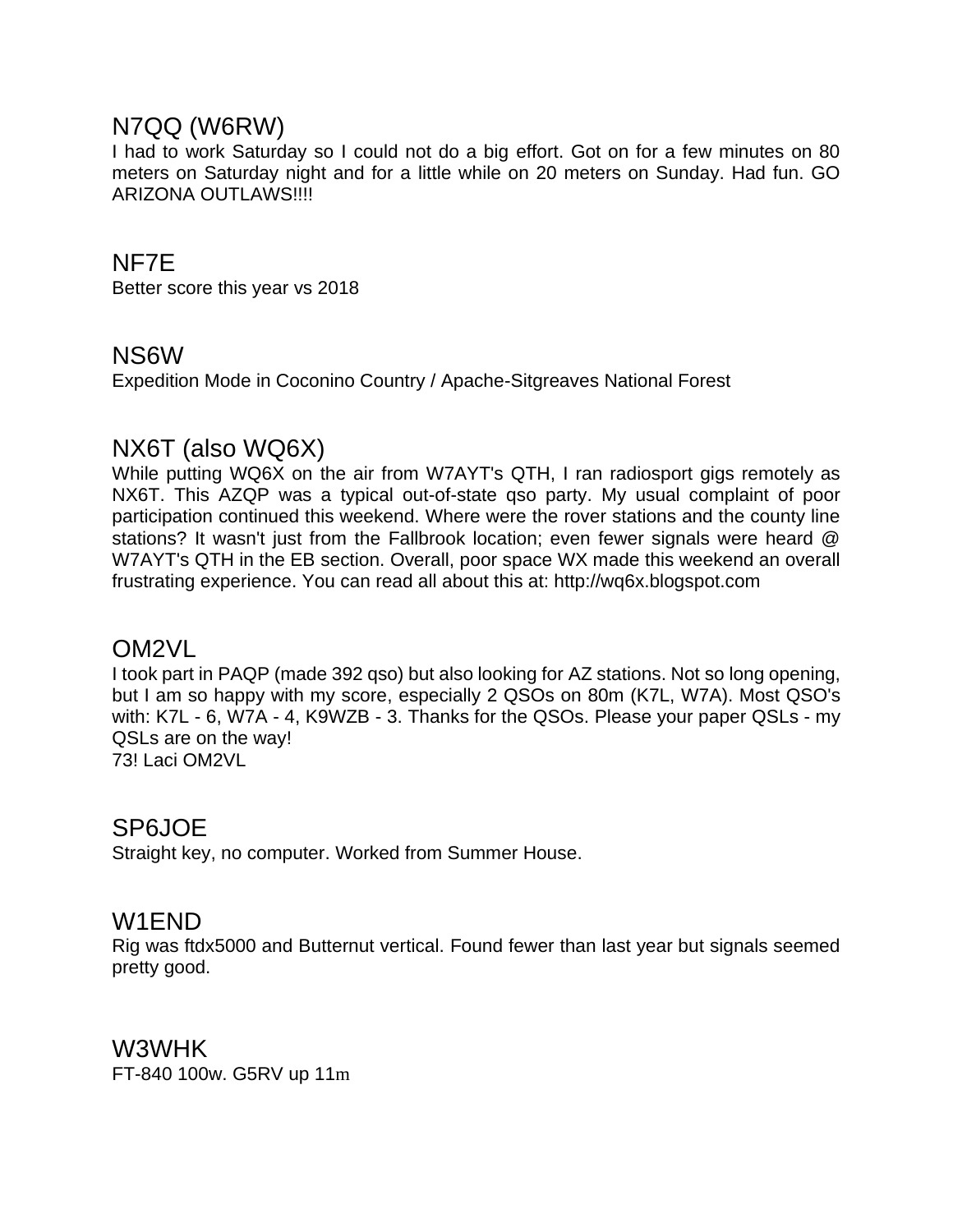## N7QQ (W6RW)

I had to work Saturday so I could not do a big effort. Got on for a few minutes on 80 meters on Saturday night and for a little while on 20 meters on Sunday. Had fun. GO ARIZONA OUTLAWS!!!!

## NF7E

Better score this year vs 2018

## NS6W

Expedition Mode in Coconino Country / Apache-Sitgreaves National Forest

## NX6T (also WQ6X)

While putting WQ6X on the air from W7AYT's QTH, I ran radiosport gigs remotely as NX6T. This AZQP was a typical out-of-state qso party. My usual complaint of poor participation continued this weekend. Where were the rover stations and the county line stations? It wasn't just from the Fallbrook location; even fewer signals were heard @ W7AYT's QTH in the EB section. Overall, poor space WX made this weekend an overall frustrating experience. You can read all about this at: http://wq6x.blogspot.com

## OM2VL

I took part in PAQP (made 392 qso) but also looking for AZ stations. Not so long opening, but I am so happy with my score, especially 2 QSOs on 80m (K7L, W7A). Most QSO's with: K7L - 6, W7A - 4, K9WZB - 3. Thanks for the QSOs. Please your paper QSLs - my QSLs are on the way!
73! Laci OM2VL

## SP6JOE

Straight key, no computer. Worked from Summer House.

## W1END

Rig was ftdx5000 and Butternut vertical. Found fewer than last year but signals seemed pretty good.

## W3WHK

FT-840 100w. G5RV up 11m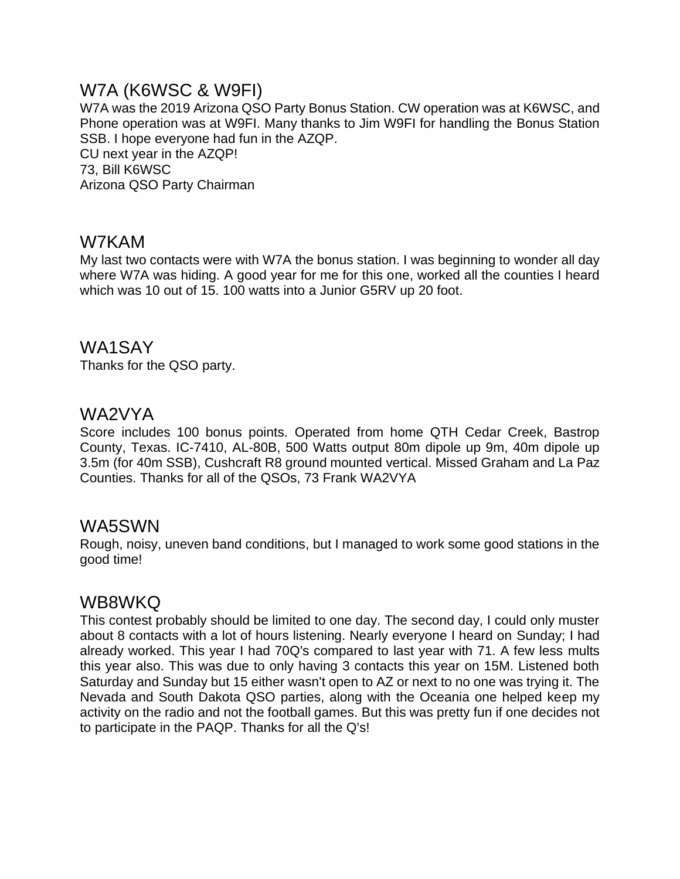## W7A (K6WSC & W9FI)

W7A was the 2019 Arizona QSO Party Bonus Station. CW operation was at K6WSC, and Phone operation was at W9FI. Many thanks to Jim W9FI for handling the Bonus Station SSB. I hope everyone had fun in the AZQP.
CU next year in the AZQP!
73, Bill K6WSC
Arizona QSO Party Chairman

## W7KAM

My last two contacts were with W7A the bonus station. I was beginning to wonder all day where W7A was hiding. A good year for me for this one, worked all the counties I heard which was 10 out of 15. 100 watts into a Junior G5RV up 20 foot.

## WA1SAY

Thanks for the QSO party.

## WA2VYA

Score includes 100 bonus points. Operated from home QTH Cedar Creek, Bastrop County, Texas. IC-7410, AL-80B, 500 Watts output 80m dipole up 9m, 40m dipole up 3.5m (for 40m SSB), Cushcraft R8 ground mounted vertical. Missed Graham and La Paz Counties. Thanks for all of the QSOs, 73 Frank WA2VYA

## WA5SWN

Rough, noisy, uneven band conditions, but I managed to work some good stations in the good time!

## WB8WKQ

This contest probably should be limited to one day. The second day, I could only muster about 8 contacts with a lot of hours listening. Nearly everyone I heard on Sunday; I had already worked. This year I had 70Q's compared to last year with 71. A few less mults this year also. This was due to only having 3 contacts this year on 15M. Listened both Saturday and Sunday but 15 either wasn't open to AZ or next to no one was trying it. The Nevada and South Dakota QSO parties, along with the Oceania one helped keep my activity on the radio and not the football games. But this was pretty fun if one decides not to participate in the PAQP. Thanks for all the Q's!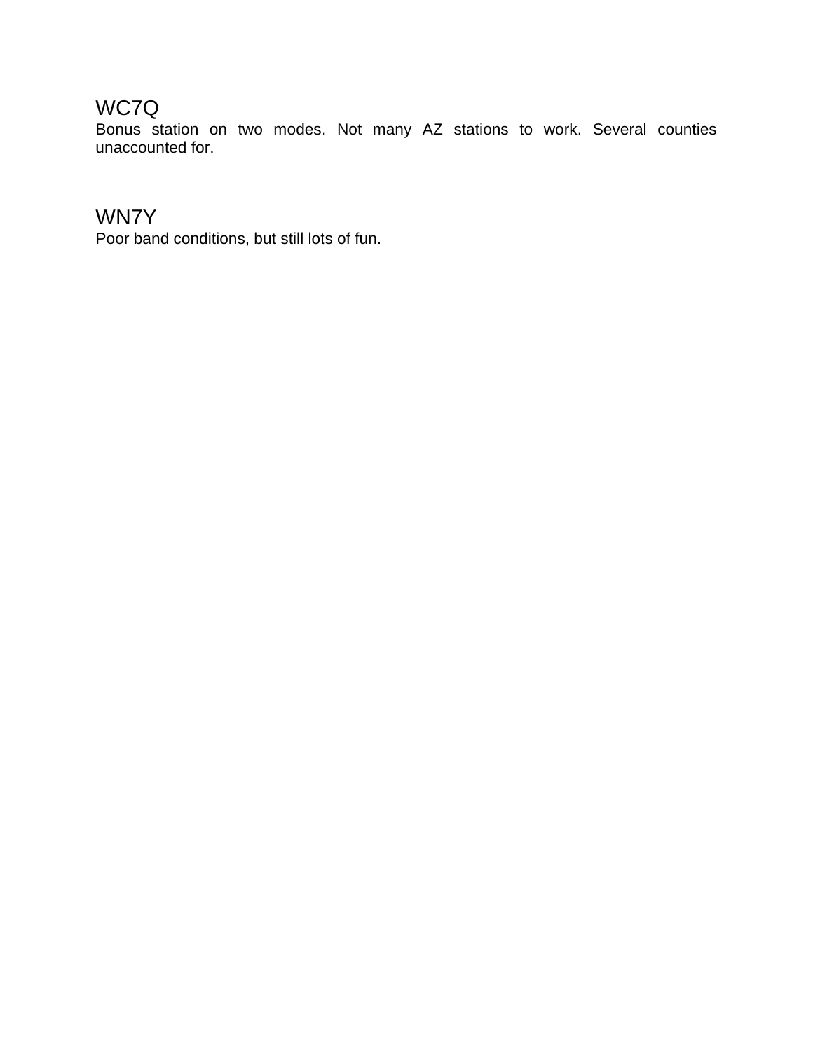## WC7Q

Bonus station on two modes. Not many AZ stations to work. Several counties unaccounted for.

## WN7Y

Poor band conditions, but still lots of fun.